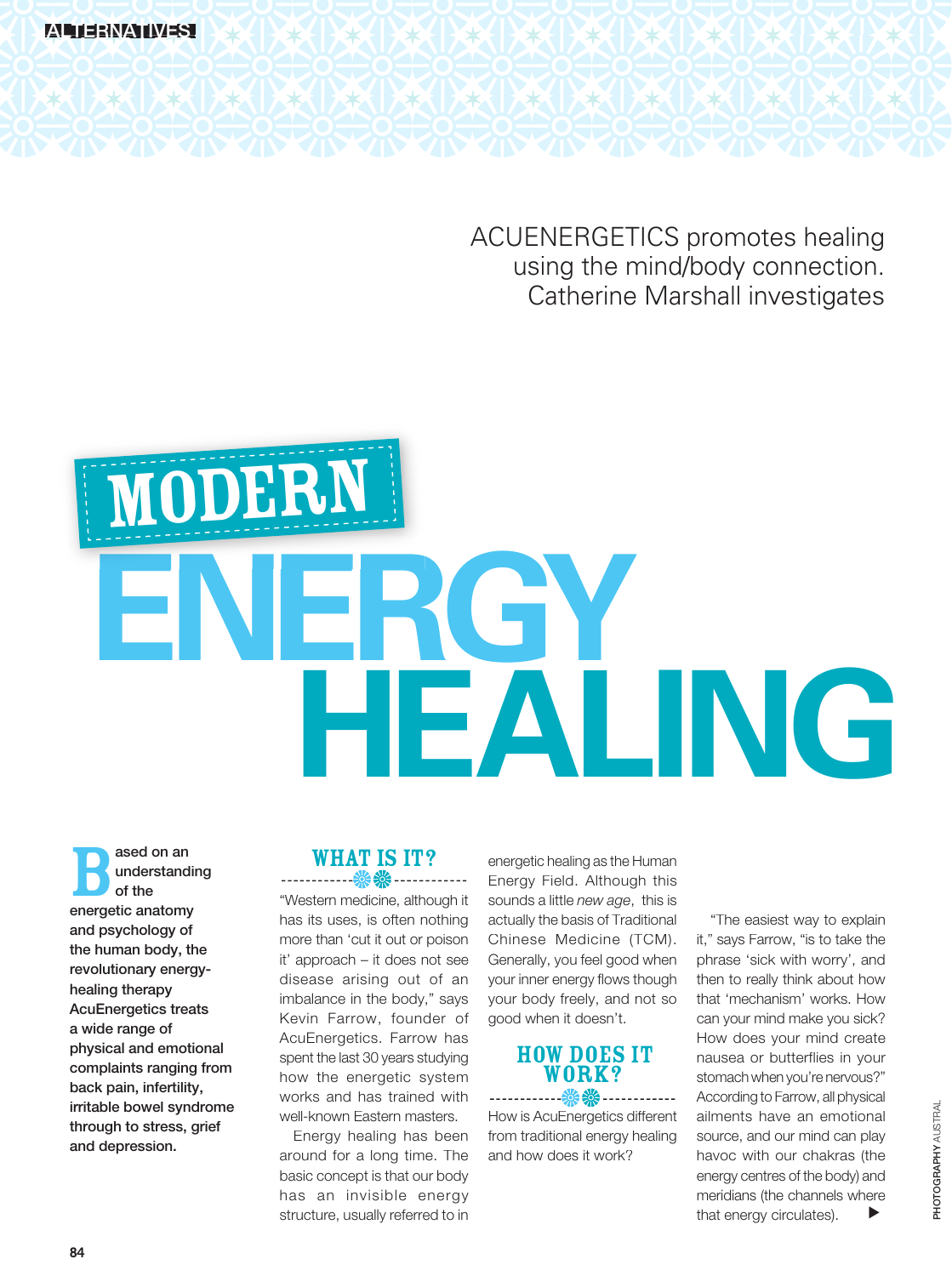# MODERN ENERGY HEALING

ACUENERGETICS promotes healing using the mind/body connection. Catherine Marshall investigates

**Based on an understanding of the energetic anatomy and psychology of the human body, the revolutionary energy-healing therapy AcuEnergetics treats a wide range of physical and emotional complaints ranging from back pain, infertility, irritable bowel syndrome through to stress, grief and depression.**

## WHAT IS IT?

"Western medicine, although it has its uses, is often nothing more than 'cut it out or poison it' approach – it does not see disease arising out of an imbalance in the body," says Kevin Farrow, founder of AcuEnergetics. Farrow has spent the last 30 years studying how the energetic system works and has trained with well-known Eastern masters.

Energy healing has been around for a long time. The basic concept is that our body has an invisible energy structure, usually referred to in energetic healing as the Human Energy Field. Although this sounds a little *new age*, this is actually the basis of Traditional Chinese Medicine (TCM). Generally, you feel good when your inner energy flows though your body freely, and not so good when it doesn't.

## HOW DOES IT WORK?

How is AcuEnergetics different from traditional energy healing and how does it work?

"The easiest way to explain it," says Farrow, "is to take the phrase 'sick with worry', and then to really think about how that 'mechanism' works. How can your mind make you sick? How does your mind create nausea or butterflies in your stomach when you're nervous?" According to Farrow, all physical ailments have an emotional source, and our mind can play havoc with our chakras (the energy centres of the body) and meridians (the channels where that energy circulates).

PHOTOGRAPHY AUSTRAL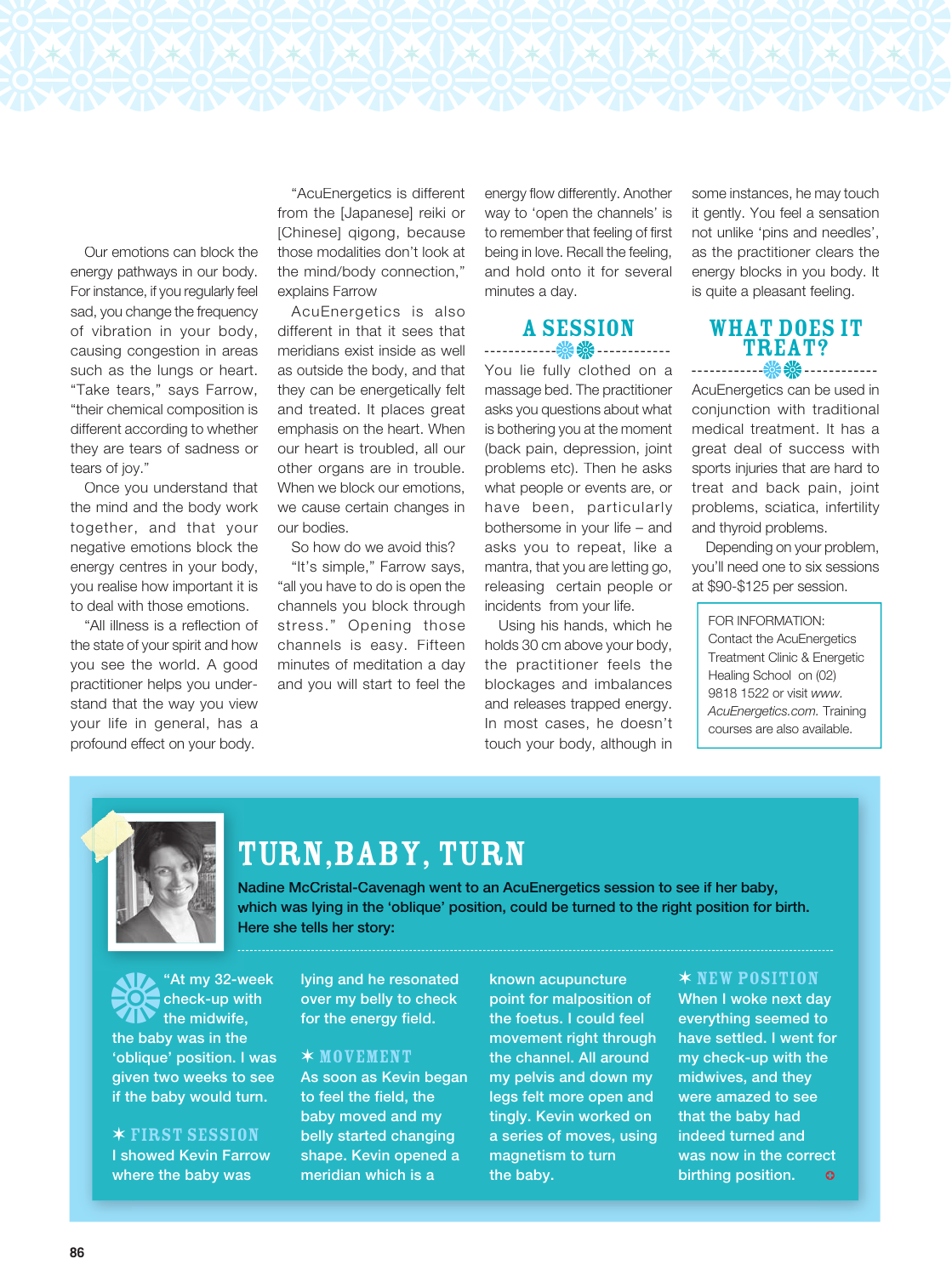Our emotions can block the energy pathways in our body. For instance, if you regularly feel sad, you change the frequency of vibration in your body, causing congestion in areas such as the lungs or heart. "Take tears," says Farrow, "their chemical composition is different according to whether they are tears of sadness or tears of joy."

Once you understand that the mind and the body work together, and that your negative emotions block the energy centres in your body, you realise how important it is to deal with those emotions.

"All illness is a reflection of the state of your spirit and how you see the world. A good practitioner helps you understand that the way you view your life in general, has a profound effect on your body.

"AcuEnergetics is different from the [Japanese] reiki or [Chinese] qigong, because those modalities don't look at the mind/body connection," explains Farrow

AcuEnergetics is also different in that it sees that meridians exist inside as well as outside the body, and that they can be energetically felt and treated. It places great emphasis on the heart. When our heart is troubled, all our other organs are in trouble. When we block our emotions, we cause certain changes in our bodies.

So how do we avoid this?

"It's simple," Farrow says, "all you have to do is open the channels you block through stress." Opening those channels is easy. Fifteen minutes of meditation a day and you will start to feel the energy flow differently. Another way to 'open the channels' is to remember that feeling of first being in love. Recall the feeling, and hold onto it for several minutes a day.

## A SESSION

You lie fully clothed on a massage bed. The practitioner asks you questions about what is bothering you at the moment (back pain, depression, joint problems etc). Then he asks what people or events are, or have been, particularly bothersome in your life – and asks you to repeat, like a mantra, that you are letting go, releasing certain people or incidents from your life.

Using his hands, which he holds 30 cm above your body, the practitioner feels the blockages and imbalances and releases trapped energy. In most cases, he doesn't touch your body, although in some instances, he may touch it gently. You feel a sensation not unlike 'pins and needles', as the practitioner clears the energy blocks in you body. It is quite a pleasant feeling.

## WHAT DOES IT TREAT?

AcuEnergetics can be used in conjunction with traditional medical treatment. It has a great deal of success with sports injuries that are hard to treat and back pain, joint problems, sciatica, infertility and thyroid problems.

Depending on your problem, you'll need one to six sessions at $90-$125 per session.

FOR INFORMATION: Contact the AcuEnergetics Treatment Clinic & Energetic Healing School on (02) 9818 1522 or visit *www. AcuEnergetics.com.* Training courses are also available.

## TURN,BABY, TURN

**Nadine McCristal-Cavenagh went to an AcuEnergetics session to see if her baby, which was lying in the 'oblique' position, could be turned to the right position for birth. Here she tells her story:**

"At my 32-week check-up with the midwife, the baby was in the 'oblique' position. I was given two weeks to see if the baby would turn.

### ✶ FIRST SESSION

I showed Kevin Farrow where the baby was lying and he resonated over my belly to check for the energy field.

### ✶ MOVEMENT

As soon as Kevin began to feel the field, the baby moved and my belly started changing shape. Kevin opened a meridian which is a known acupuncture point for malposition of the foetus. I could feel movement right through the channel. All around my pelvis and down my legs felt more open and tingly. Kevin worked on a series of moves, using magnetism to turn the baby.

### ✶ NEW POSITION

When I woke next day everything seemed to have settled. I went for my check-up with the midwives, and they were amazed to see that the baby had indeed turned and was now in the correct birthing position.